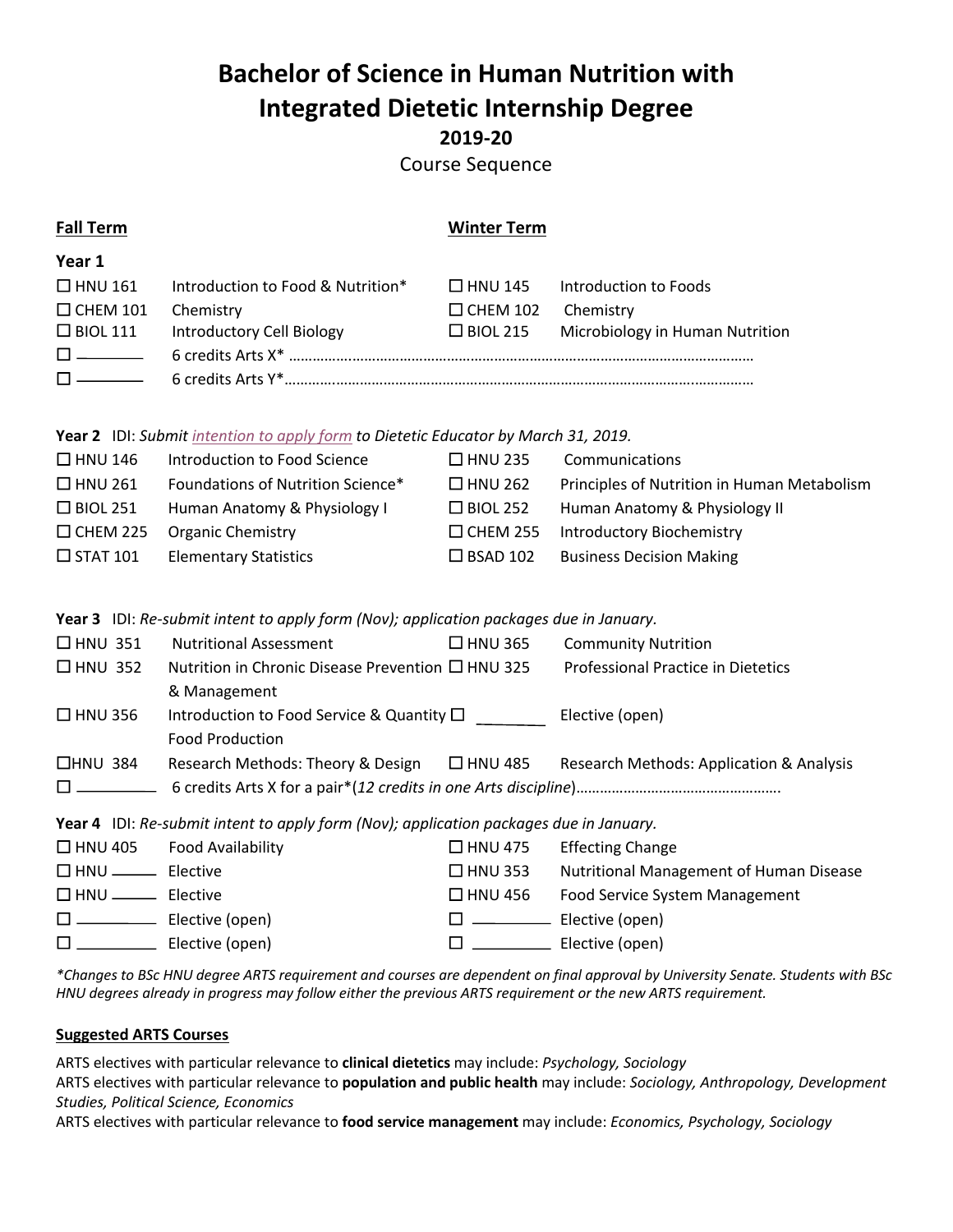# Bachelor of Science in Human Nutrition with Integrated Dietetic Internship Degree

## 2019-20

Course Sequence

| Fall Term | | Winter Term | |
|---|---|---|---|
| **Year 1** | | | |
| ☐ HNU 161 | Introduction to Food & Nutrition* | ☐ HNU 145 | Introduction to Foods |
| ☐ CHEM 101 | Chemistry | ☐ CHEM 102 | Chemistry |
| ☐ BIOL 111 | Introductory Cell Biology | ☐ BIOL 215 | Microbiology in Human Nutrition |
| ☐ ______ | 6 credits Arts X* ………………………………………………………………………………………… | | |
| ☐ ______ | 6 credits Arts Y*…………………………………………………………………………………………… | | |

**Year 2** IDI: *Submit intention to apply form to Dietetic Educator by March 31, 2019.*

| Fall Term | | Winter Term | |
|---|---|---|---|
| ☐ HNU 146 | Introduction to Food Science | ☐ HNU 235 | Communications |
| ☐ HNU 261 | Foundations of Nutrition Science* | ☐ HNU 262 | Principles of Nutrition in Human Metabolism |
| ☐ BIOL 251 | Human Anatomy & Physiology I | ☐ BIOL 252 | Human Anatomy & Physiology II |
| ☐ CHEM 225 | Organic Chemistry | ☐ CHEM 255 | Introductory Biochemistry |
| ☐ STAT 101 | Elementary Statistics | ☐ BSAD 102 | Business Decision Making |

**Year 3** IDI: *Re-submit intent to apply form (Nov); application packages due in January.*

| Fall Term | | Winter Term | |
|---|---|---|---|
| ☐ HNU 351 | Nutritional Assessment | ☐ HNU 365 | Community Nutrition |
| ☐ HNU 352 | Nutrition in Chronic Disease Prevention & Management | ☐ HNU 325 | Professional Practice in Dietetics |
| ☐ HNU 356 | Introduction to Food Service & Quantity Food Production | ☐ ______ | Elective (open) |
| ☐ HNU 384 | Research Methods: Theory & Design | ☐ HNU 485 | Research Methods: Application & Analysis |
| ☐ ______ | 6 credits Arts X for a pair*(*12 credits in one Arts discipline*)……………………………………………. | | |

**Year 4** IDI: *Re-submit intent to apply form (Nov); application packages due in January.*

| Fall Term | | Winter Term | |
|---|---|---|---|
| ☐ HNU 405 | Food Availability | ☐ HNU 475 | Effecting Change |
| ☐ HNU ____ | Elective | ☐ HNU 353 | Nutritional Management of Human Disease |
| ☐ HNU ____ | Elective | ☐ HNU 456 | Food Service System Management |
| ☐ ______ | Elective (open) | ☐ ______ | Elective (open) |
| ☐ ______ | Elective (open) | ☐ ______ | Elective (open) |

*\*Changes to BSc HNU degree ARTS requirement and courses are dependent on final approval by University Senate. Students with BSc HNU degrees already in progress may follow either the previous ARTS requirement or the new ARTS requirement.*

### Suggested ARTS Courses

ARTS electives with particular relevance to **clinical dietetics** may include: *Psychology, Sociology*
ARTS electives with particular relevance to **population and public health** may include: *Sociology, Anthropology, Development Studies, Political Science, Economics*
ARTS electives with particular relevance to **food service management** may include: *Economics, Psychology, Sociology*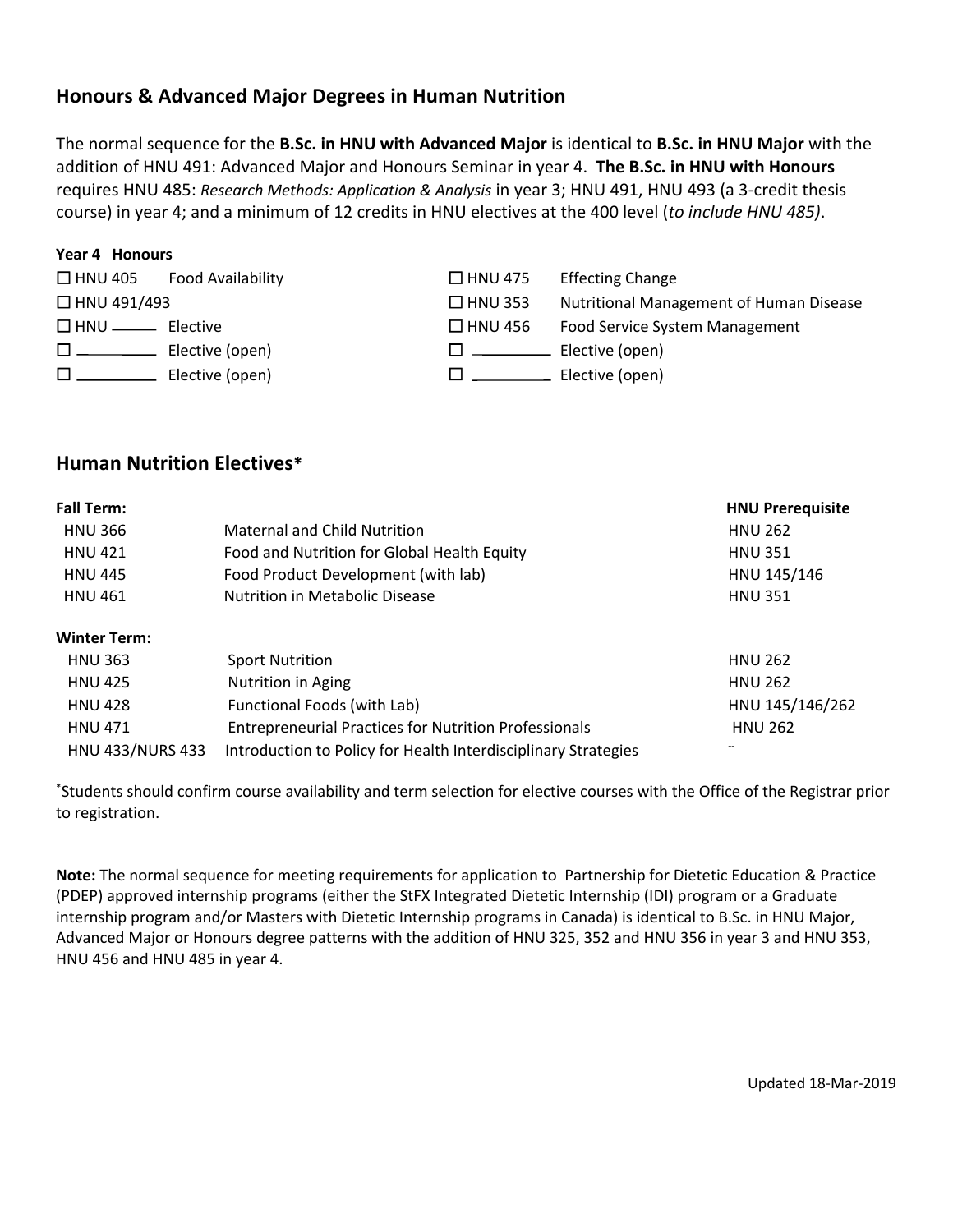## Honours & Advanced Major Degrees in Human Nutrition

The normal sequence for the **B.Sc. in HNU with Advanced Major** is identical to **B.Sc. in HNU Major** with the addition of HNU 491: Advanced Major and Honours Seminar in year 4. **The B.Sc. in HNU with Honours** requires HNU 485: *Research Methods: Application & Analysis* in year 3; HNU 491, HNU 493 (a 3-credit thesis course) in year 4; and a minimum of 12 credits in HNU electives at the 400 level (*to include HNU 485)*.

**Year 4 Honours**

| | | | |
|---|---|---|---|
| ☐ HNU 405 | Food Availability | ☐ HNU 475 | Effecting Change |
| ☐ HNU 491/493 | | ☐ HNU 353 | Nutritional Management of Human Disease |
| ☐ HNU ______ | Elective | ☐ HNU 456 | Food Service System Management |
| ☐ __________ | Elective (open) | ☐ __________ | Elective (open) |
| ☐ __________ | Elective (open) | ☐ __________ | Elective (open) |

## Human Nutrition Electives*

| **Fall Term:** | | **HNU Prerequisite** |
|---|---|---|
| HNU 366 | Maternal and Child Nutrition | HNU 262 |
| HNU 421 | Food and Nutrition for Global Health Equity | HNU 351 |
| HNU 445 | Food Product Development (with lab) | HNU 145/146 |
| HNU 461 | Nutrition in Metabolic Disease | HNU 351 |
| **Winter Term:** | | |
| HNU 363 | Sport Nutrition | HNU 262 |
| HNU 425 | Nutrition in Aging | HNU 262 |
| HNU 428 | Functional Foods (with Lab) | HNU 145/146/262 |
| HNU 471 | Entrepreneurial Practices for Nutrition Professionals | HNU 262 |
| HNU 433/NURS 433 | Introduction to Policy for Health Interdisciplinary Strategies | -- |

*Students should confirm course availability and term selection for elective courses with the Office of the Registrar prior to registration.

**Note:** The normal sequence for meeting requirements for application to Partnership for Dietetic Education & Practice (PDEP) approved internship programs (either the StFX Integrated Dietetic Internship (IDI) program or a Graduate internship program and/or Masters with Dietetic Internship programs in Canada) is identical to B.Sc. in HNU Major, Advanced Major or Honours degree patterns with the addition of HNU 325, 352 and HNU 356 in year 3 and HNU 353, HNU 456 and HNU 485 in year 4.

Updated 18-Mar-2019